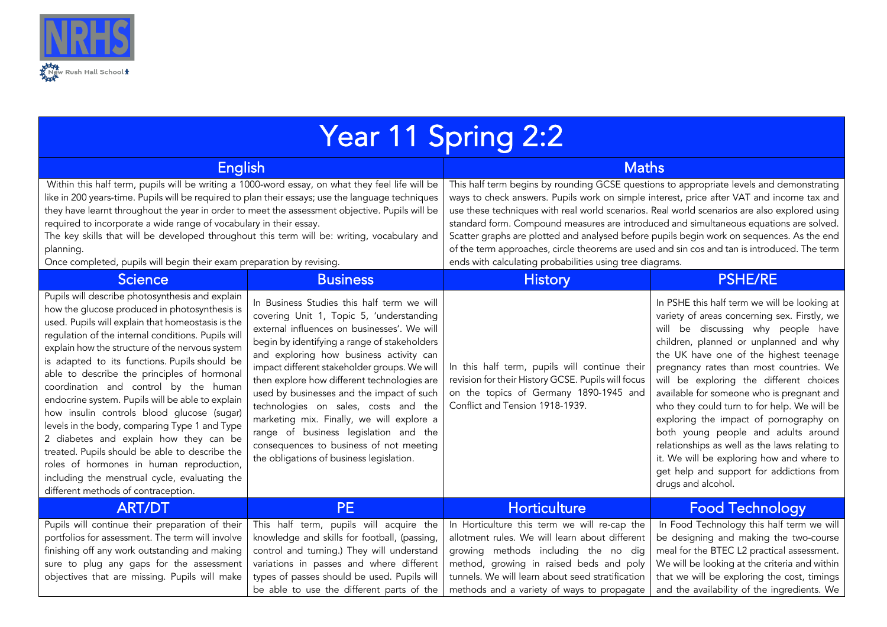NRHS

New Rush Hall School

# Year 11 Spring 2:2

## English

Within this half term, pupils will be writing a 1000-word essay, on what they feel life will be like in 200 years-time. Pupils will be required to plan their essays; use the language techniques they have learnt throughout the year in order to meet the assessment objective. Pupils will be required to incorporate a wide range of vocabulary in their essay.

The key skills that will be developed throughout this term will be: writing, vocabulary and planning.

Once completed, pupils will begin their exam preparation by revising.

## Maths

This half term begins by rounding GCSE questions to appropriate levels and demonstrating ways to check answers. Pupils work on simple interest, price after VAT and income tax and use these techniques with real world scenarios. Real world scenarios are also explored using standard form. Compound measures are introduced and simultaneous equations are solved. Scatter graphs are plotted and analysed before pupils begin work on sequences. As the end of the term approaches, circle theorems are used and sin cos and tan is introduced. The term ends with calculating probabilities using tree diagrams.

## Science

Pupils will describe photosynthesis and explain how the glucose produced in photosynthesis is used. Pupils will explain that homeostasis is the regulation of the internal conditions. Pupils will explain how the structure of the nervous system is adapted to its functions. Pupils should be able to describe the principles of hormonal coordination and control by the human endocrine system. Pupils will be able to explain how insulin controls blood glucose (sugar) levels in the body, comparing Type 1 and Type 2 diabetes and explain how they can be treated. Pupils should be able to describe the roles of hormones in human reproduction, including the menstrual cycle, evaluating the different methods of contraception.

## Business

In Business Studies this half term we will covering Unit 1, Topic 5, 'understanding external influences on businesses'. We will begin by identifying a range of stakeholders and exploring how business activity can impact different stakeholder groups. We will then explore how different technologies are used by businesses and the impact of such technologies on sales, costs and the marketing mix. Finally, we will explore a range of business legislation and the consequences to business of not meeting the obligations of business legislation.

## History

In this half term, pupils will continue their revision for their History GCSE. Pupils will focus on the topics of Germany 1890-1945 and Conflict and Tension 1918-1939.

## PSHE/RE

In PSHE this half term we will be looking at variety of areas concerning sex. Firstly, we will be discussing why people have children, planned or unplanned and why the UK have one of the highest teenage pregnancy rates than most countries. We will be exploring the different choices available for someone who is pregnant and who they could turn to for help. We will be exploring the impact of pornography on both young people and adults around relationships as well as the laws relating to it. We will be exploring how and where to get help and support for addictions from drugs and alcohol.

## ART/DT

Pupils will continue their preparation of their portfolios for assessment. The term will involve finishing off any work outstanding and making sure to plug any gaps for the assessment objectives that are missing. Pupils will make

## PE

This half term, pupils will acquire the knowledge and skills for football, (passing, control and turning.) They will understand variations in passes and where different types of passes should be used. Pupils will be able to use the different parts of the

## Horticulture

In Horticulture this term we will re-cap the allotment rules. We will learn about different growing methods including the no dig method, growing in raised beds and poly tunnels. We will learn about seed stratification methods and a variety of ways to propagate

## Food Technology

In Food Technology this half term we will be designing and making the two-course meal for the BTEC L2 practical assessment. We will be looking at the criteria and within that we will be exploring the cost, timings and the availability of the ingredients. We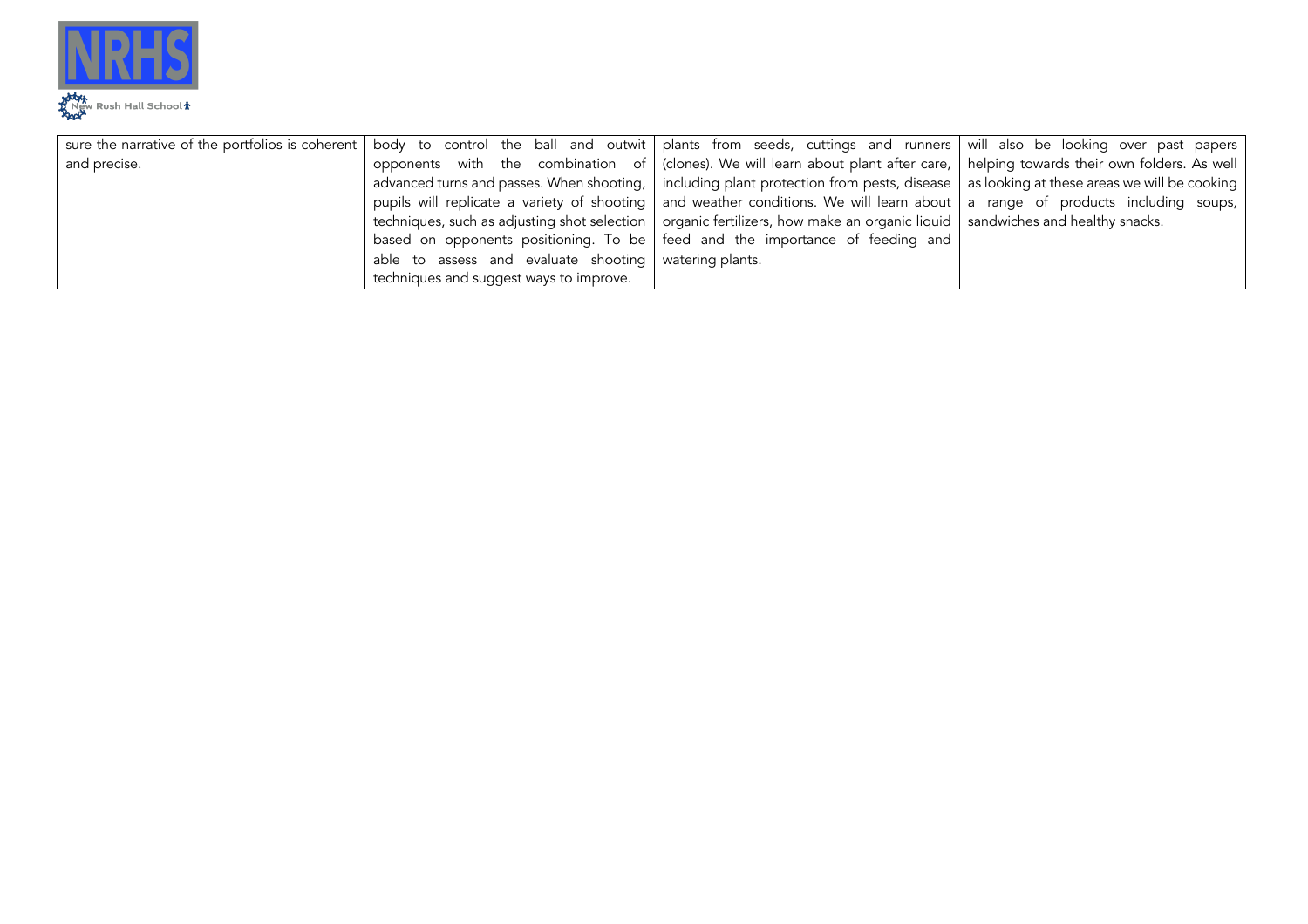| | | | |
|---|---|---|---|
| sure the narrative of the portfolios is coherent and precise. | body to control the ball and outwit opponents with the combination of advanced turns and passes. When shooting, pupils will replicate a variety of shooting techniques, such as adjusting shot selection based on opponents positioning. To be able to assess and evaluate shooting techniques and suggest ways to improve. | plants from seeds, cuttings and runners (clones). We will learn about plant after care, including plant protection from pests, disease and weather conditions. We will learn about organic fertilizers, how make an organic liquid feed and the importance of feeding and watering plants. | will also be looking over past papers helping towards their own folders. As well as looking at these areas we will be cooking a range of products including soups, sandwiches and healthy snacks. |